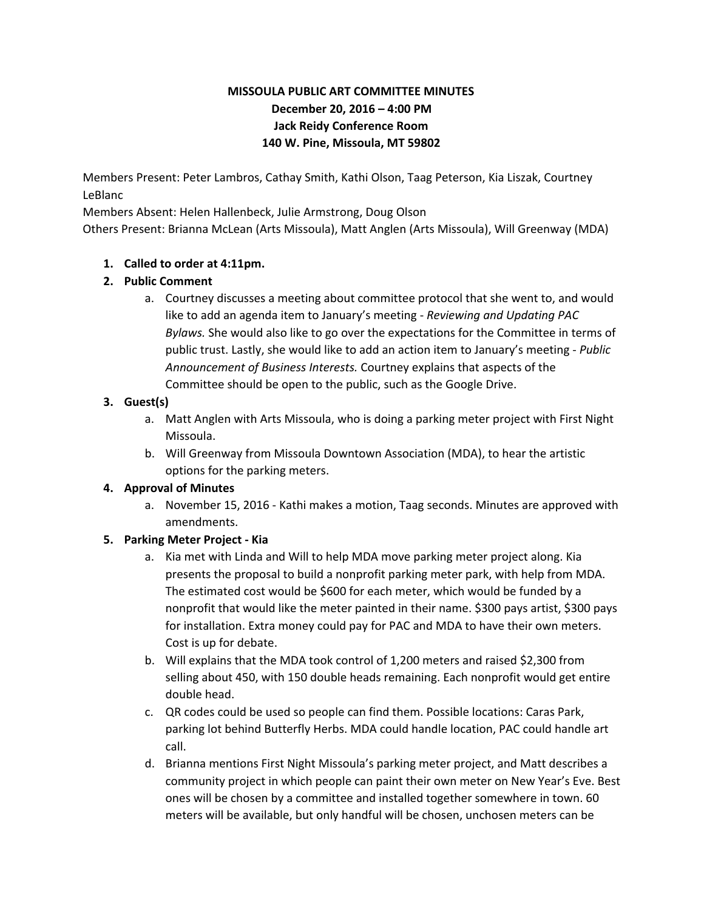**MISSOULA PUBLIC ART COMMITTEE MINUTES**
**December 20, 2016 – 4:00 PM**
**Jack Reidy Conference Room**
**140 W. Pine, Missoula, MT 59802**

Members Present: Peter Lambros, Cathay Smith, Kathi Olson, Taag Peterson, Kia Liszak, Courtney LeBlanc
Members Absent: Helen Hallenbeck, Julie Armstrong, Doug Olson
Others Present: Brianna McLean (Arts Missoula), Matt Anglen (Arts Missoula), Will Greenway (MDA)

1. **Called to order at 4:11pm.**
2. **Public Comment**
    a. Courtney discusses a meeting about committee protocol that she went to, and would like to add an agenda item to January's meeting - *Reviewing and Updating PAC Bylaws.* She would also like to go over the expectations for the Committee in terms of public trust. Lastly, she would like to add an action item to January's meeting - *Public Announcement of Business Interests.* Courtney explains that aspects of the Committee should be open to the public, such as the Google Drive.
3. **Guest(s)**
    a. Matt Anglen with Arts Missoula, who is doing a parking meter project with First Night Missoula.
    b. Will Greenway from Missoula Downtown Association (MDA), to hear the artistic options for the parking meters.
4. **Approval of Minutes**
    a. November 15, 2016 - Kathi makes a motion, Taag seconds. Minutes are approved with amendments.
5. **Parking Meter Project - Kia**
    a. Kia met with Linda and Will to help MDA move parking meter project along. Kia presents the proposal to build a nonprofit parking meter park, with help from MDA. The estimated cost would be $600 for each meter, which would be funded by a nonprofit that would like the meter painted in their name. $300 pays artist, $300 pays for installation. Extra money could pay for PAC and MDA to have their own meters. Cost is up for debate.
    b. Will explains that the MDA took control of 1,200 meters and raised $2,300 from selling about 450, with 150 double heads remaining. Each nonprofit would get entire double head.
    c. QR codes could be used so people can find them. Possible locations: Caras Park, parking lot behind Butterfly Herbs. MDA could handle location, PAC could handle art call.
    d. Brianna mentions First Night Missoula's parking meter project, and Matt describes a community project in which people can paint their own meter on New Year's Eve. Best ones will be chosen by a committee and installed together somewhere in town. 60 meters will be available, but only handful will be chosen, unchosen meters can be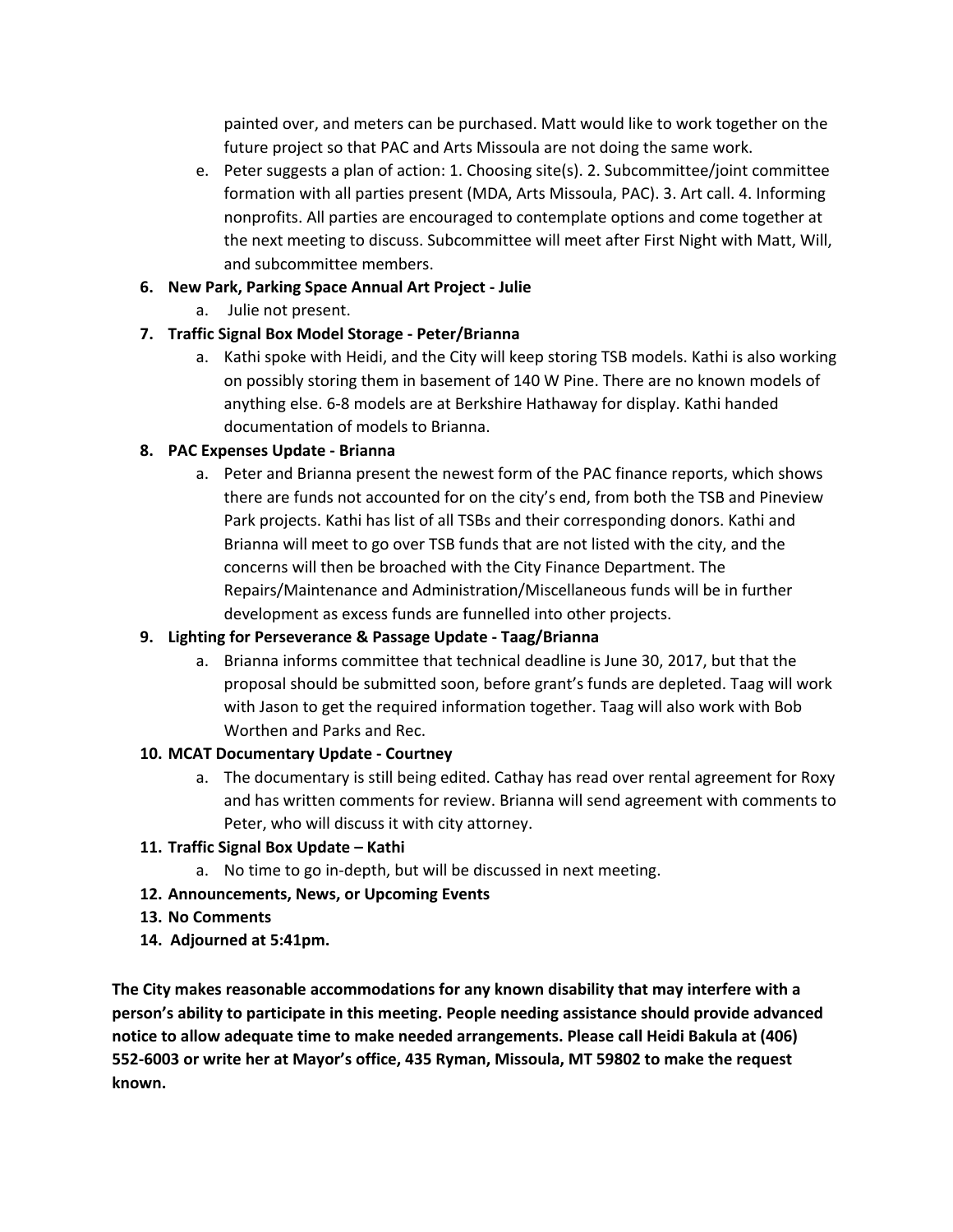painted over, and meters can be purchased. Matt would like to work together on the future project so that PAC and Arts Missoula are not doing the same work.

   e. Peter suggests a plan of action: 1. Choosing site(s). 2. Subcommittee/joint committee formation with all parties present (MDA, Arts Missoula, PAC). 3. Art call. 4. Informing nonprofits. All parties are encouraged to contemplate options and come together at the next meeting to discuss. Subcommittee will meet after First Night with Matt, Will, and subcommittee members.

6. **New Park, Parking Space Annual Art Project - Julie**
   a. Julie not present.
7. **Traffic Signal Box Model Storage - Peter/Brianna**
   a. Kathi spoke with Heidi, and the City will keep storing TSB models. Kathi is also working on possibly storing them in basement of 140 W Pine. There are no known models of anything else. 6-8 models are at Berkshire Hathaway for display. Kathi handed documentation of models to Brianna.
8. **PAC Expenses Update - Brianna**
   a. Peter and Brianna present the newest form of the PAC finance reports, which shows there are funds not accounted for on the city's end, from both the TSB and Pineview Park projects. Kathi has list of all TSBs and their corresponding donors. Kathi and Brianna will meet to go over TSB funds that are not listed with the city, and the concerns will then be broached with the City Finance Department. The Repairs/Maintenance and Administration/Miscellaneous funds will be in further development as excess funds are funnelled into other projects.
9. **Lighting for Perseverance & Passage Update - Taag/Brianna**
   a. Brianna informs committee that technical deadline is June 30, 2017, but that the proposal should be submitted soon, before grant's funds are depleted. Taag will work with Jason to get the required information together. Taag will also work with Bob Worthen and Parks and Rec.
10. **MCAT Documentary Update - Courtney**
    a. The documentary is still being edited. Cathay has read over rental agreement for Roxy and has written comments for review. Brianna will send agreement with comments to Peter, who will discuss it with city attorney.
11. **Traffic Signal Box Update – Kathi**
    a. No time to go in-depth, but will be discussed in next meeting.
12. **Announcements, News, or Upcoming Events**
13. **No Comments**
14. **Adjourned at 5:41pm.**

**The City makes reasonable accommodations for any known disability that may interfere with a person's ability to participate in this meeting. People needing assistance should provide advanced notice to allow adequate time to make needed arrangements. Please call Heidi Bakula at (406) 552-6003 or write her at Mayor's office, 435 Ryman, Missoula, MT 59802 to make the request known.**